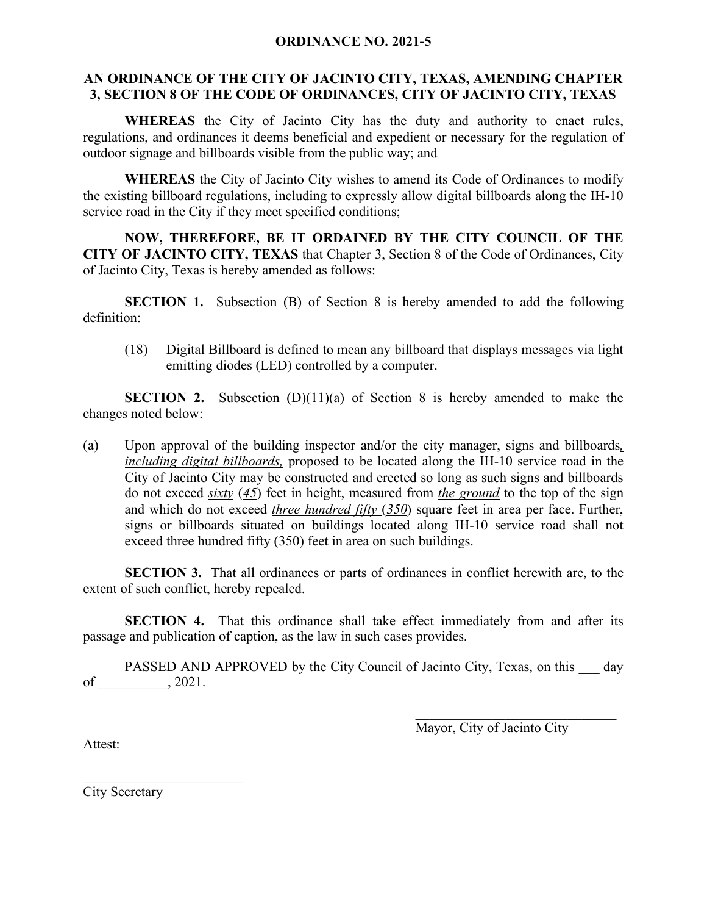# ORDINANCE NO. 2021-5

## AN ORDINANCE OF THE CITY OF JACINTO CITY, TEXAS, AMENDING CHAPTER 3, SECTION 8 OF THE CODE OF ORDINANCES, CITY OF JACINTO CITY, TEXAS

**WHEREAS** the City of Jacinto City has the duty and authority to enact rules, regulations, and ordinances it deems beneficial and expedient or necessary for the regulation of outdoor signage and billboards visible from the public way; and

**WHEREAS** the City of Jacinto City wishes to amend its Code of Ordinances to modify the existing billboard regulations, including to expressly allow digital billboards along the IH-10 service road in the City if they meet specified conditions;

**NOW, THEREFORE, BE IT ORDAINED BY THE CITY COUNCIL OF THE CITY OF JACINTO CITY, TEXAS** that Chapter 3, Section 8 of the Code of Ordinances, City of Jacinto City, Texas is hereby amended as follows:

**SECTION 1.** Subsection (B) of Section 8 is hereby amended to add the following definition:

> (18) <u>Digital Billboard</u> is defined to mean any billboard that displays messages via light emitting diodes (LED) controlled by a computer.

**SECTION 2.** Subsection (D)(11)(a) of Section 8 is hereby amended to make the changes noted below:

(a) Upon approval of the building inspector and/or the city manager, signs and billboards*<u>, including digital billboards,</u>* proposed to be located along the IH-10 service road in the City of Jacinto City may be constructed and erected so long as such signs and billboards do not exceed *<u>sixty</u>* (*<u>45</u>*) feet in height, measured from *<u>the ground</u>* to the top of the sign and which do not exceed *<u>three hundred fifty</u>* (*<u>350</u>*) square feet in area per face. Further, signs or billboards situated on buildings located along IH-10 service road shall not exceed three hundred fifty (350) feet in area on such buildings.

**SECTION 3.** That all ordinances or parts of ordinances in conflict herewith are, to the extent of such conflict, hereby repealed.

**SECTION 4.** That this ordinance shall take effect immediately from and after its passage and publication of caption, as the law in such cases provides.

PASSED AND APPROVED by the City Council of Jacinto City, Texas, on this ___ day of __________, 2021.

______________________________
Mayor, City of Jacinto City

Attest:

________________________
City Secretary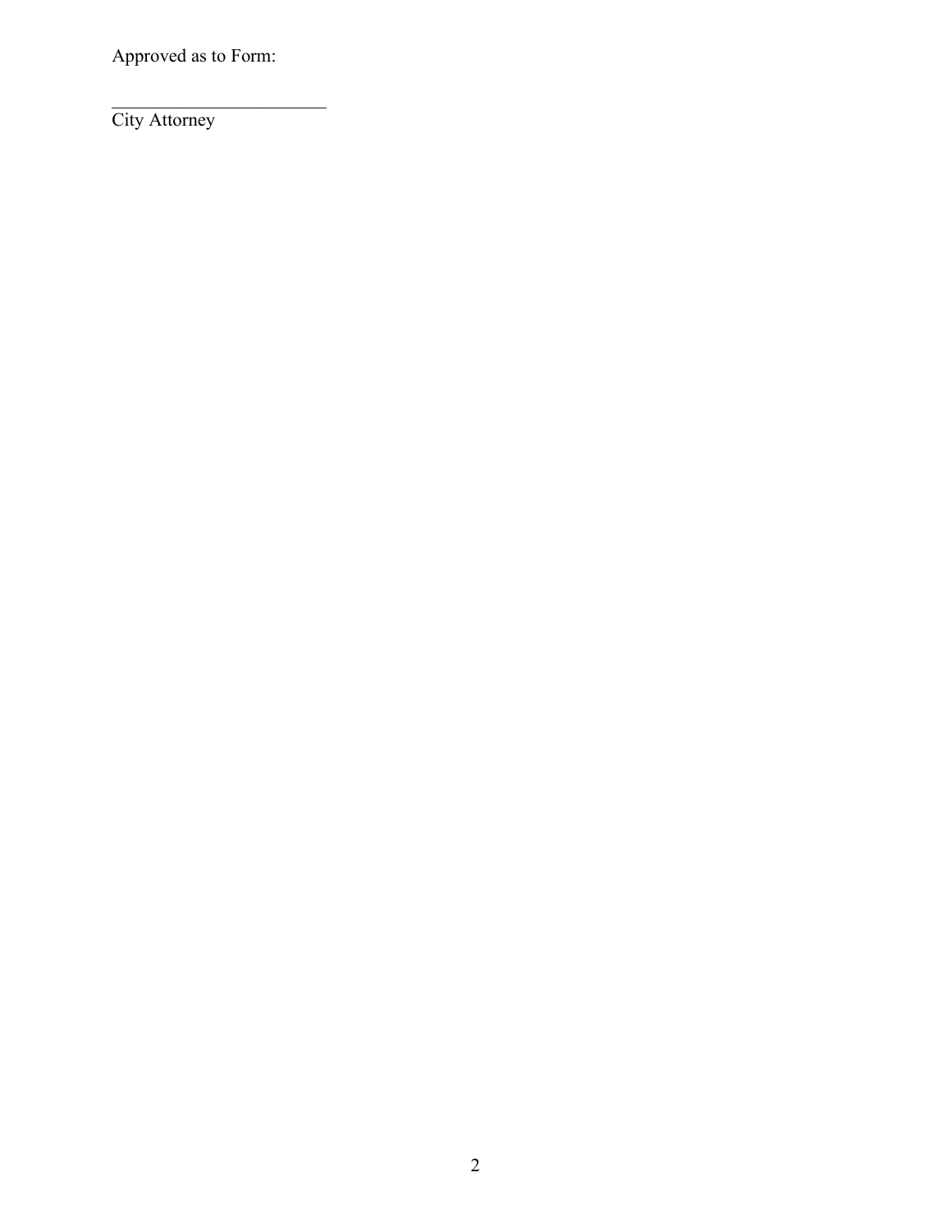Approved as to Form:

\_\_\_\_\_\_\_\_\_\_\_\_\_\_\_\_\_\_\_\_\_\_\_\_\_

City Attorney